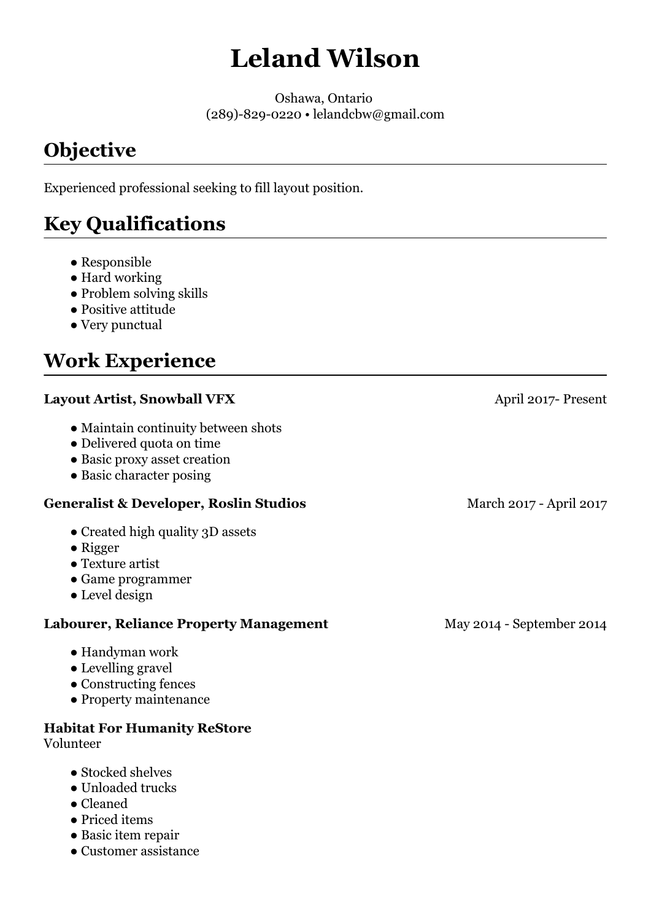# Leland Wilson

Oshawa, Ontario
(289)-829-0220 • lelandcbw@gmail.com

## Objective

Experienced professional seeking to fill layout position.

## Key Qualifications

- Responsible
- Hard working
- Problem solving skills
- Positive attitude
- Very punctual

## Work Experience

**Layout Artist, Snowball VFX** April 2017- Present

- Maintain continuity between shots
- Delivered quota on time
- Basic proxy asset creation
- Basic character posing

**Generalist & Developer, Roslin Studios** March 2017 - April 2017

- Created high quality 3D assets
- Rigger
- Texture artist
- Game programmer
- Level design

**Labourer, Reliance Property Management** May 2014 - September 2014

- Handyman work
- Levelling gravel
- Constructing fences
- Property maintenance

**Habitat For Humanity ReStore**
Volunteer

- Stocked shelves
- Unloaded trucks
- Cleaned
- Priced items
- Basic item repair
- Customer assistance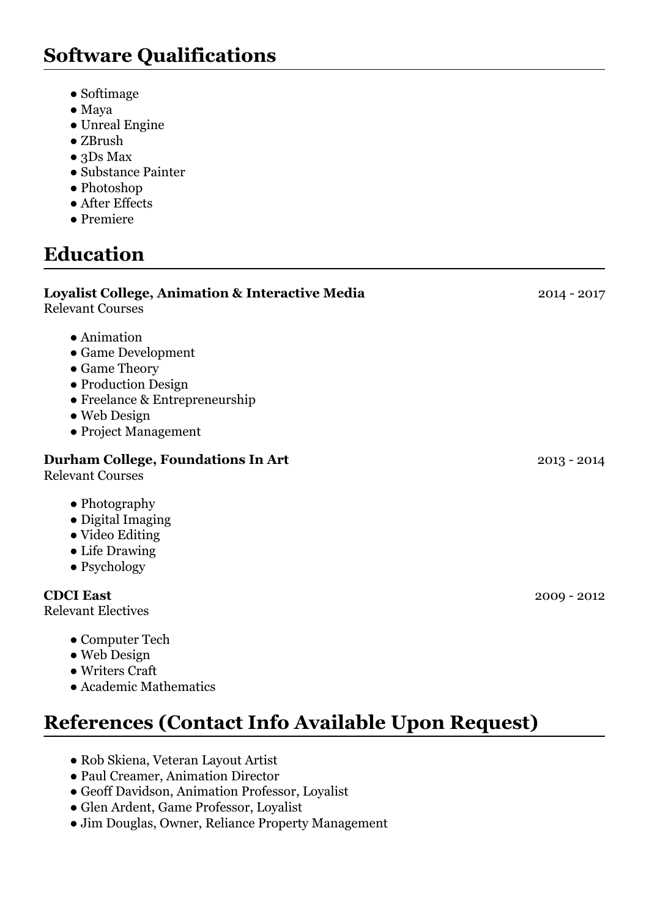## Software Qualifications

- Softimage
- Maya
- Unreal Engine
- ZBrush
- 3Ds Max
- Substance Painter
- Photoshop
- After Effects
- Premiere

## Education

**Loyalist College, Animation & Interactive Media** 2014 - 2017
Relevant Courses

- Animation
- Game Development
- Game Theory
- Production Design
- Freelance & Entrepreneurship
- Web Design
- Project Management

**Durham College, Foundations In Art** 2013 - 2014
Relevant Courses

- Photography
- Digital Imaging
- Video Editing
- Life Drawing
- Psychology

**CDCI East** 2009 - 2012
Relevant Electives

- Computer Tech
- Web Design
- Writers Craft
- Academic Mathematics

## References (Contact Info Available Upon Request)

- Rob Skiena, Veteran Layout Artist
- Paul Creamer, Animation Director
- Geoff Davidson, Animation Professor, Loyalist
- Glen Ardent, Game Professor, Loyalist
- Jim Douglas, Owner, Reliance Property Management